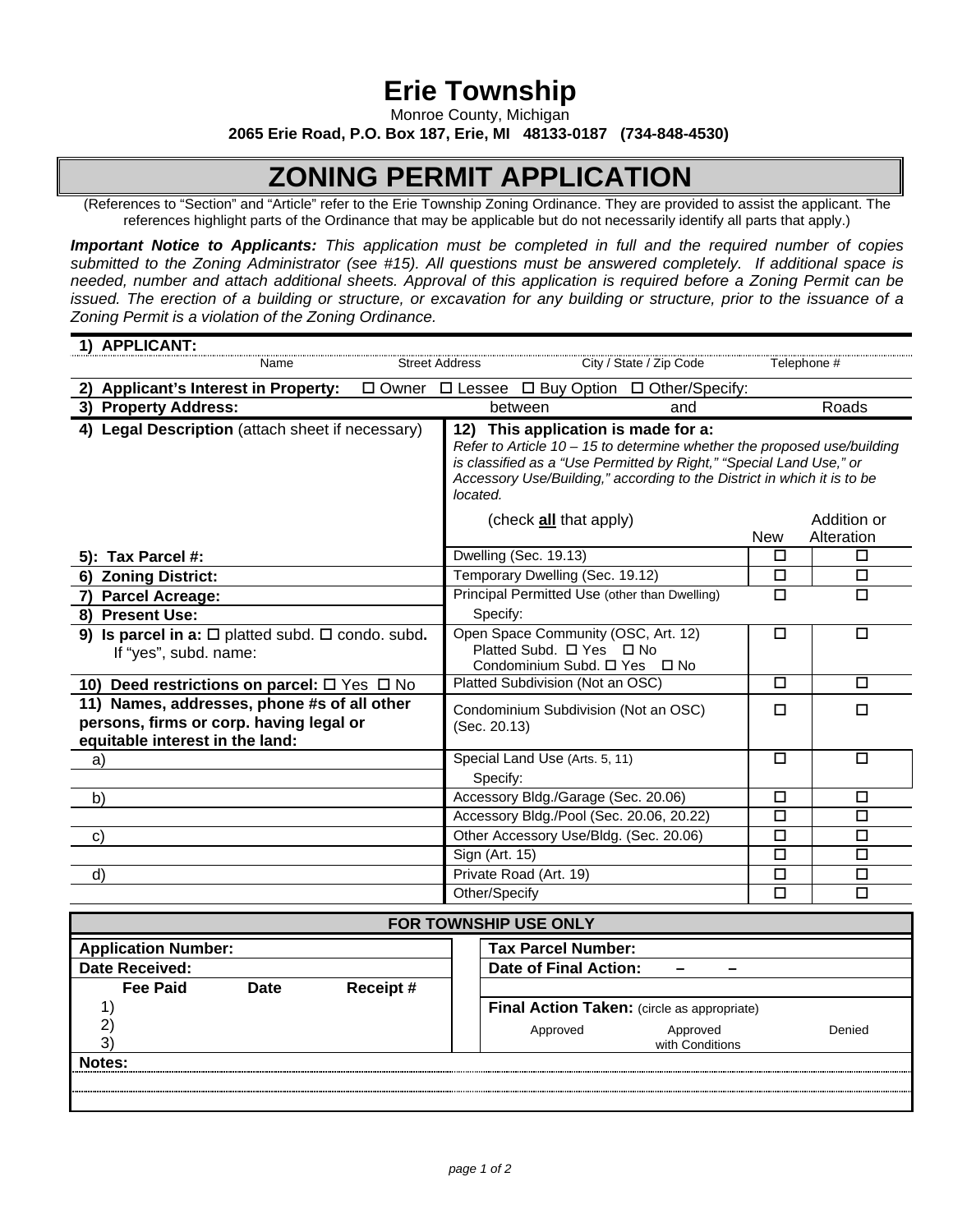# Erie Township

Monroe County, Michigan

**2065 Erie Road, P.O. Box 187, Erie, MI 48133-0187 (734-848-4530)**

## ZONING PERMIT APPLICATION

(References to "Section" and "Article" refer to the Erie Township Zoning Ordinance. They are provided to assist the applicant. The references highlight parts of the Ordinance that may be applicable but do not necessarily identify all parts that apply.)

***Important Notice to Applicants:*** *This application must be completed in full and the required number of copies submitted to the Zoning Administrator (see #15). All questions must be answered completely. If additional space is needed, number and attach additional sheets. Approval of this application is required before a Zoning Permit can be issued. The erection of a building or structure, or excavation for any building or structure, prior to the issuance of a Zoning Permit is a violation of the Zoning Ordinance.*

**1) APPLICANT:**

Name | Street Address | City / State / Zip Code | Telephone #

**2) Applicant's Interest in Property:** ☐ Owner ☐ Lessee ☐ Buy Option ☐ Other/Specify:

**3) Property Address:** between and Roads

**4) Legal Description** (attach sheet if necessary)

**12) This application is made for a:**
*Refer to Article 10 – 15 to determine whether the proposed use/building is classified as a "Use Permitted by Right," "Special Land Use," or Accessory Use/Building," according to the District in which it is to be located.*

| | (check **all** that apply) | New | Addition or Alteration |
|---|---|---|---|
| **5): Tax Parcel #:** | Dwelling (Sec. 19.13) | ☐ | ☐ |
| **6) Zoning District:** | Temporary Dwelling (Sec. 19.12) | ☐ | ☐ |
| **7) Parcel Acreage:** | Principal Permitted Use (other than Dwelling) | ☐ | ☐ |
| **8) Present Use:** | Specify: | | |
| **9) Is parcel in a:** ☐ platted subd. ☐ condo. subd**.** If "yes", subd. name: | Open Space Community (OSC, Art. 12) Platted Subd. ☐ Yes ☐ No Condominium Subd. ☐ Yes ☐ No | ☐ | ☐ |
| **10) Deed restrictions on parcel:** ☐ Yes ☐ No | Platted Subdivision (Not an OSC) | ☐ | ☐ |
| **11) Names, addresses, phone #s of all other persons, firms or corp. having legal or equitable interest in the land:** | Condominium Subdivision (Not an OSC) (Sec. 20.13) | ☐ | ☐ |
| a) | Special Land Use (Arts. 5, 11) | ☐ | ☐ |
| | Specify: | | |
| b) | Accessory Bldg./Garage (Sec. 20.06) | ☐ | ☐ |
| | Accessory Bldg./Pool (Sec. 20.06, 20.22) | ☐ | ☐ |
| c) | Other Accessory Use/Bldg. (Sec. 20.06) | ☐ | ☐ |
| | Sign (Art. 15) | ☐ | ☐ |
| d) | Private Road (Art. 19) | ☐ | ☐ |
| | Other/Specify | ☐ | ☐ |

### FOR TOWNSHIP USE ONLY

| | |
|---|---|
| **Application Number:** | **Tax Parcel Number:** |
| **Date Received:** | **Date of Final Action:** – – |
| **Fee Paid** **Date** **Receipt #** | |
| 1) | **Final Action Taken:** (circle as appropriate) |
| 2) | Approved Approved with Conditions Denied |
| 3) | |

**Notes:**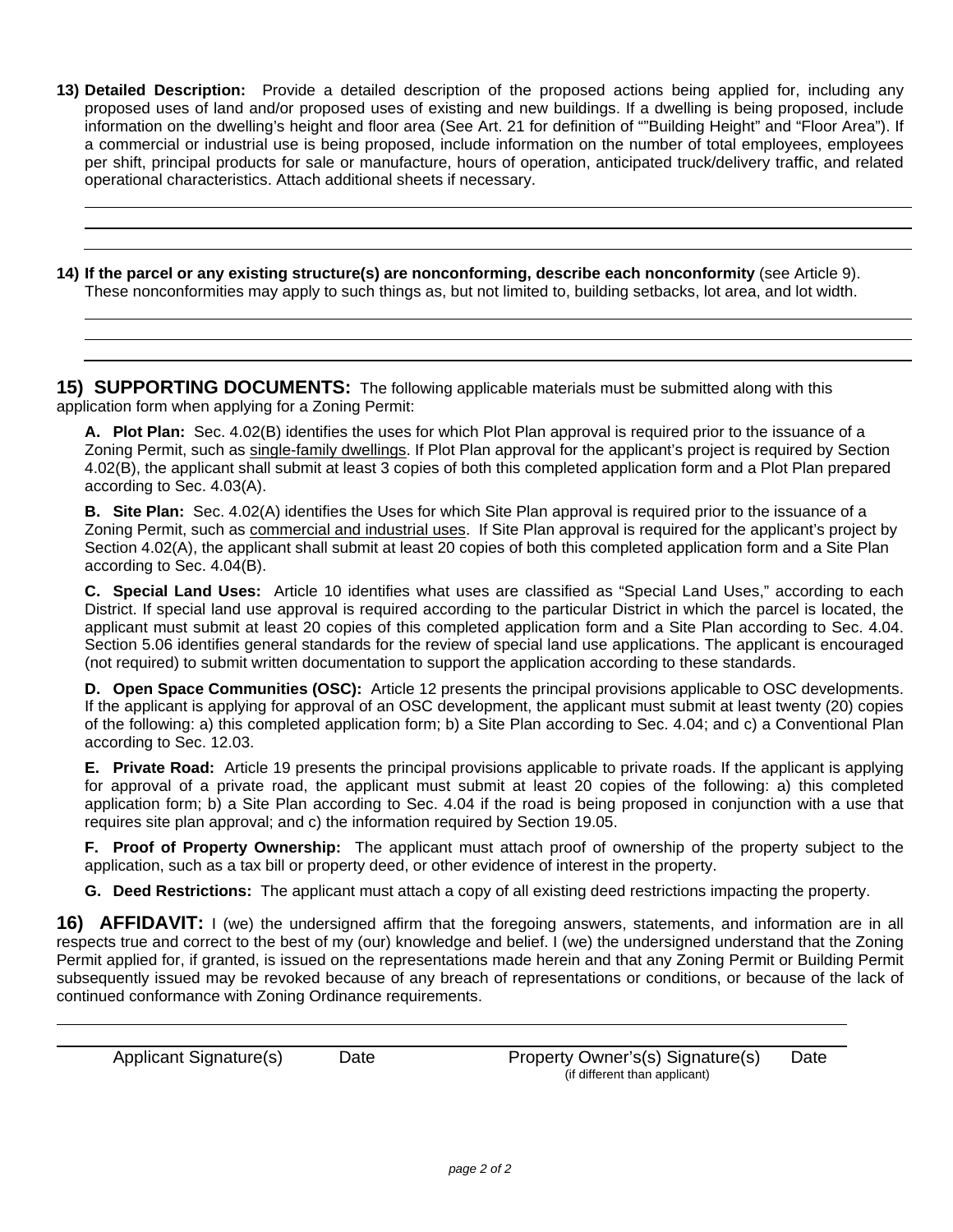**13) Detailed Description:** Provide a detailed description of the proposed actions being applied for, including any proposed uses of land and/or proposed uses of existing and new buildings. If a dwelling is being proposed, include information on the dwelling's height and floor area (See Art. 21 for definition of ""Building Height" and "Floor Area"). If a commercial or industrial use is being proposed, include information on the number of total employees, employees per shift, principal products for sale or manufacture, hours of operation, anticipated truck/delivery traffic, and related operational characteristics. Attach additional sheets if necessary.

______________________________________________________________________

______________________________________________________________________

______________________________________________________________________

**14) If the parcel or any existing structure(s) are nonconforming, describe each nonconformity** (see Article 9). These nonconformities may apply to such things as, but not limited to, building setbacks, lot area, and lot width.

______________________________________________________________________

______________________________________________________________________

______________________________________________________________________

## 15) SUPPORTING DOCUMENTS:

The following applicable materials must be submitted along with this application form when applying for a Zoning Permit:

**A. Plot Plan:** Sec. 4.02(B) identifies the uses for which Plot Plan approval is required prior to the issuance of a Zoning Permit, such as single-family dwellings. If Plot Plan approval for the applicant's project is required by Section 4.02(B), the applicant shall submit at least 3 copies of both this completed application form and a Plot Plan prepared according to Sec. 4.03(A).

**B. Site Plan:** Sec. 4.02(A) identifies the Uses for which Site Plan approval is required prior to the issuance of a Zoning Permit, such as commercial and industrial uses. If Site Plan approval is required for the applicant's project by Section 4.02(A), the applicant shall submit at least 20 copies of both this completed application form and a Site Plan according to Sec. 4.04(B).

**C. Special Land Uses:** Article 10 identifies what uses are classified as "Special Land Uses," according to each District. If special land use approval is required according to the particular District in which the parcel is located, the applicant must submit at least 20 copies of this completed application form and a Site Plan according to Sec. 4.04. Section 5.06 identifies general standards for the review of special land use applications. The applicant is encouraged (not required) to submit written documentation to support the application according to these standards.

**D. Open Space Communities (OSC):** Article 12 presents the principal provisions applicable to OSC developments. If the applicant is applying for approval of an OSC development, the applicant must submit at least twenty (20) copies of the following: a) this completed application form; b) a Site Plan according to Sec. 4.04; and c) a Conventional Plan according to Sec. 12.03.

**E. Private Road:** Article 19 presents the principal provisions applicable to private roads. If the applicant is applying for approval of a private road, the applicant must submit at least 20 copies of the following: a) this completed application form; b) a Site Plan according to Sec. 4.04 if the road is being proposed in conjunction with a use that requires site plan approval; and c) the information required by Section 19.05.

**F. Proof of Property Ownership:** The applicant must attach proof of ownership of the property subject to the application, such as a tax bill or property deed, or other evidence of interest in the property.

**G. Deed Restrictions:** The applicant must attach a copy of all existing deed restrictions impacting the property.

## 16) AFFIDAVIT:

I (we) the undersigned affirm that the foregoing answers, statements, and information are in all respects true and correct to the best of my (our) knowledge and belief. I (we) the undersigned understand that the Zoning Permit applied for, if granted, is issued on the representations made herein and that any Zoning Permit or Building Permit subsequently issued may be revoked because of any breach of representations or conditions, or because of the lack of continued conformance with Zoning Ordinance requirements.

______________________________________________________________________

______________________________________________________________________

Applicant Signature(s) Date Property Owner's(s) Signature(s) Date
(if different than applicant)